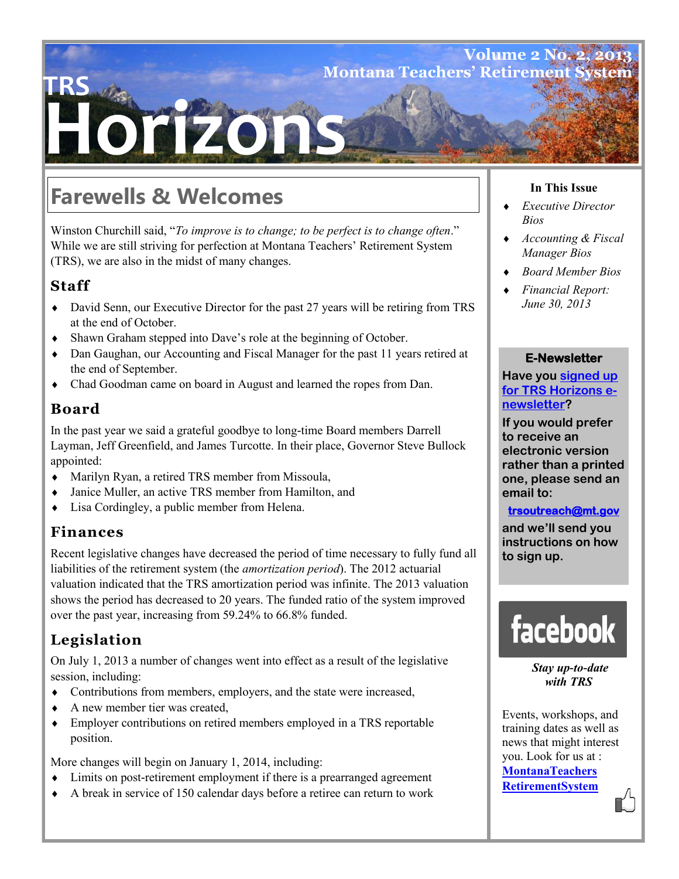# TRS Horizons

Volume 2 No. 2, 2013
Montana Teachers' Retirement System

## Farewells & Welcomes

Winston Churchill said, "*To improve is to change; to be perfect is to change often*." While we are still striving for perfection at Montana Teachers' Retirement System (TRS), we are also in the midst of many changes.

### Staff

- David Senn, our Executive Director for the past 27 years will be retiring from TRS at the end of October.
- Shawn Graham stepped into Dave's role at the beginning of October.
- Dan Gaughan, our Accounting and Fiscal Manager for the past 11 years retired at the end of September.
- Chad Goodman came on board in August and learned the ropes from Dan.

### Board

In the past year we said a grateful goodbye to long-time Board members Darrell Layman, Jeff Greenfield, and James Turcotte. In their place, Governor Steve Bullock appointed:

- Marilyn Ryan, a retired TRS member from Missoula,
- Janice Muller, an active TRS member from Hamilton, and
- Lisa Cordingley, a public member from Helena.

### Finances

Recent legislative changes have decreased the period of time necessary to fully fund all liabilities of the retirement system (the *amortization period*). The 2012 actuarial valuation indicated that the TRS amortization period was infinite. The 2013 valuation shows the period has decreased to 20 years. The funded ratio of the system improved over the past year, increasing from 59.24% to 66.8% funded.

### Legislation

On July 1, 2013 a number of changes went into effect as a result of the legislative session, including:

- Contributions from members, employers, and the state were increased,
- A new member tier was created,
- Employer contributions on retired members employed in a TRS reportable position.

More changes will begin on January 1, 2014, including:

- Limits on post-retirement employment if there is a prearranged agreement
- A break in service of 150 calendar days before a retiree can return to work

**In This Issue**

- *Executive Director Bios*
- *Accounting & Fiscal Manager Bios*
- *Board Member Bios*
- *Financial Report: June 30, 2013*

**E-Newsletter**

**Have you signed up for TRS Horizons e-newsletter?**

**If you would prefer to receive an electronic version rather than a printed one, please send an email to:**

**trsoutreach@mt.gov**

**and we'll send you instructions on how to sign up.**

facebook

***Stay up-to-date with TRS***

Events, workshops, and training dates as well as news that might interest you. Look for us at : **MontanaTeachersRetirementSystem**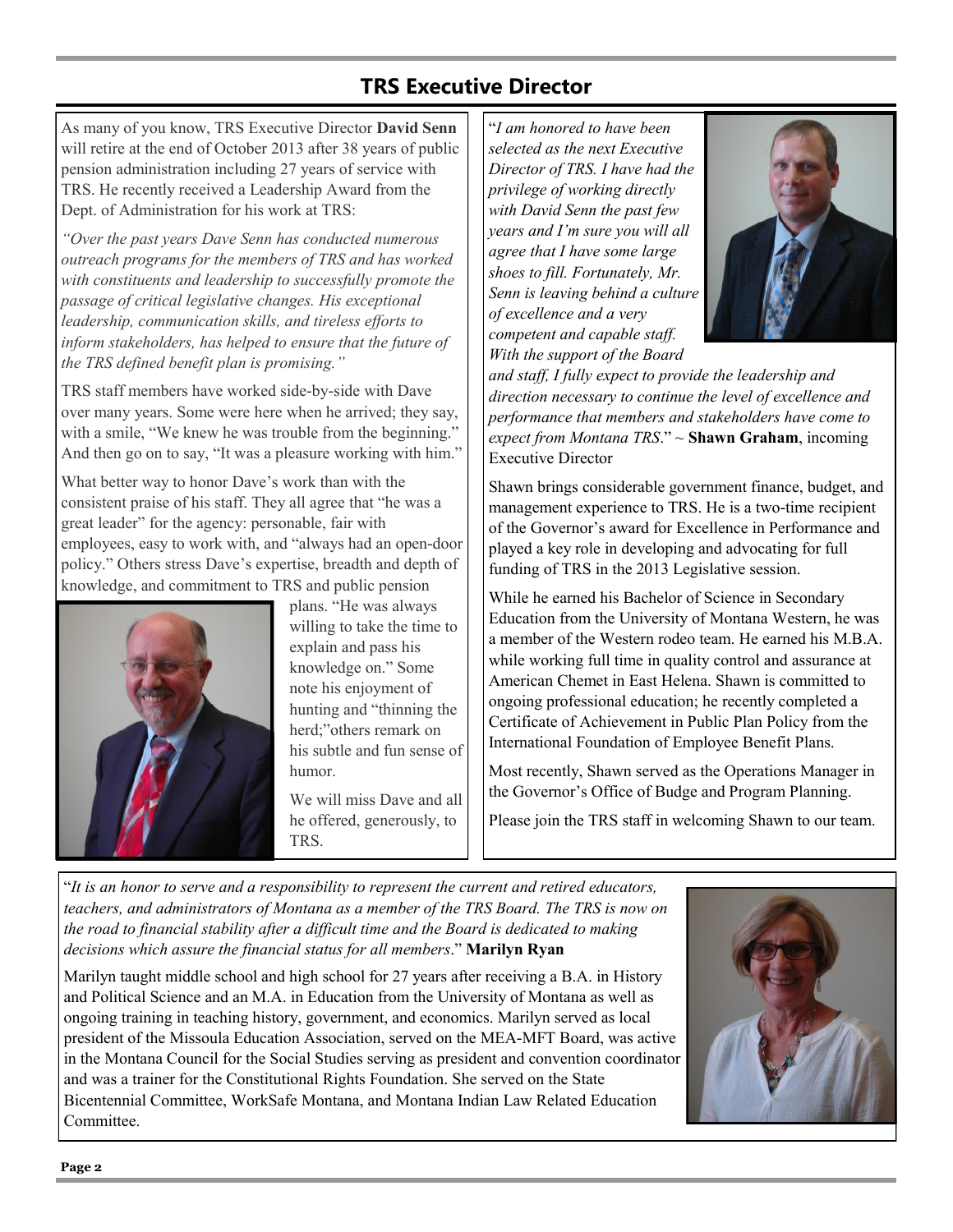## TRS Executive Director

As many of you know, TRS Executive Director **David Senn** will retire at the end of October 2013 after 38 years of public pension administration including 27 years of service with TRS. He recently received a Leadership Award from the Dept. of Administration for his work at TRS:

*"Over the past years Dave Senn has conducted numerous outreach programs for the members of TRS and has worked with constituents and leadership to successfully promote the passage of critical legislative changes. His exceptional leadership, communication skills, and tireless efforts to inform stakeholders, has helped to ensure that the future of the TRS defined benefit plan is promising."*

TRS staff members have worked side-by-side with Dave over many years. Some were here when he arrived; they say, with a smile, "We knew he was trouble from the beginning." And then go on to say, "It was a pleasure working with him."

What better way to honor Dave's work than with the consistent praise of his staff. They all agree that "he was a great leader" for the agency: personable, fair with employees, easy to work with, and "always had an open-door policy." Others stress Dave's expertise, breadth and depth of knowledge, and commitment to TRS and public pension plans. "He was always willing to take the time to explain and pass his knowledge on." Some note his enjoyment of hunting and "thinning the herd;"others remark on his subtle and fun sense of humor.

We will miss Dave and all he offered, generously, to TRS.

"*I am honored to have been selected as the next Executive Director of TRS. I have had the privilege of working directly with David Senn the past few years and I'm sure you will all agree that I have some large shoes to fill. Fortunately, Mr. Senn is leaving behind a culture of excellence and a very competent and capable staff. With the support of the Board and staff, I fully expect to provide the leadership and direction necessary to continue the level of excellence and performance that members and stakeholders have come to expect from Montana TRS*." ~ **Shawn Graham**, incoming Executive Director

Shawn brings considerable government finance, budget, and management experience to TRS. He is a two-time recipient of the Governor's award for Excellence in Performance and played a key role in developing and advocating for full funding of TRS in the 2013 Legislative session.

While he earned his Bachelor of Science in Secondary Education from the University of Montana Western, he was a member of the Western rodeo team. He earned his M.B.A. while working full time in quality control and assurance at American Chemet in East Helena. Shawn is committed to ongoing professional education; he recently completed a Certificate of Achievement in Public Plan Policy from the International Foundation of Employee Benefit Plans.

Most recently, Shawn served as the Operations Manager in the Governor's Office of Budge and Program Planning.

Please join the TRS staff in welcoming Shawn to our team.

"*It is an honor to serve and a responsibility to represent the current and retired educators, teachers, and administrators of Montana as a member of the TRS Board. The TRS is now on the road to financial stability after a difficult time and the Board is dedicated to making decisions which assure the financial status for all members*." **Marilyn Ryan**

Marilyn taught middle school and high school for 27 years after receiving a B.A. in History and Political Science and an M.A. in Education from the University of Montana as well as ongoing training in teaching history, government, and economics. Marilyn served as local president of the Missoula Education Association, served on the MEA-MFT Board, was active in the Montana Council for the Social Studies serving as president and convention coordinator and was a trainer for the Constitutional Rights Foundation. She served on the State Bicentennial Committee, WorkSafe Montana, and Montana Indian Law Related Education Committee.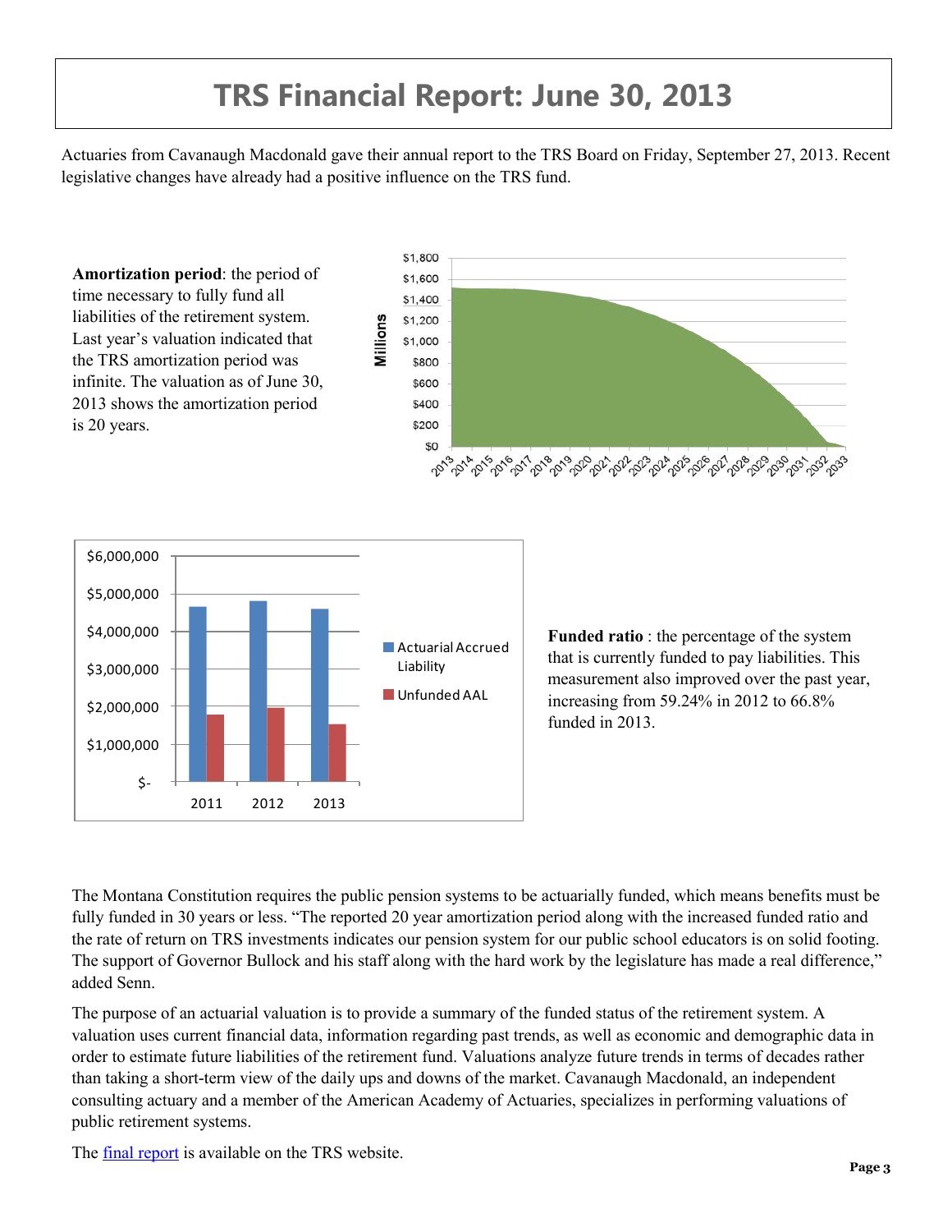# TRS Financial Report: June 30, 2013

Actuaries from Cavanaugh Macdonald gave their annual report to the TRS Board on Friday, September 27, 2013. Recent legislative changes have already had a positive influence on the TRS fund.

**Amortization period**: the period of time necessary to fully fund all liabilities of the retirement system. Last year's valuation indicated that the TRS amortization period was infinite. The valuation as of June 30, 2013 shows the amortization period is 20 years.

**Funded ratio** : the percentage of the system that is currently funded to pay liabilities. This measurement also improved over the past year, increasing from 59.24% in 2012 to 66.8% funded in 2013.

The Montana Constitution requires the public pension systems to be actuarially funded, which means benefits must be fully funded in 30 years or less. "The reported 20 year amortization period along with the increased funded ratio and the rate of return on TRS investments indicates our pension system for our public school educators is on solid footing. The support of Governor Bullock and his staff along with the hard work by the legislature has made a real difference," added Senn.

The purpose of an actuarial valuation is to provide a summary of the funded status of the retirement system. A valuation uses current financial data, information regarding past trends, as well as economic and demographic data in order to estimate future liabilities of the retirement fund. Valuations analyze future trends in terms of decades rather than taking a short-term view of the daily ups and downs of the market. Cavanaugh Macdonald, an independent consulting actuary and a member of the American Academy of Actuaries, specializes in performing valuations of public retirement systems.

The final report is available on the TRS website.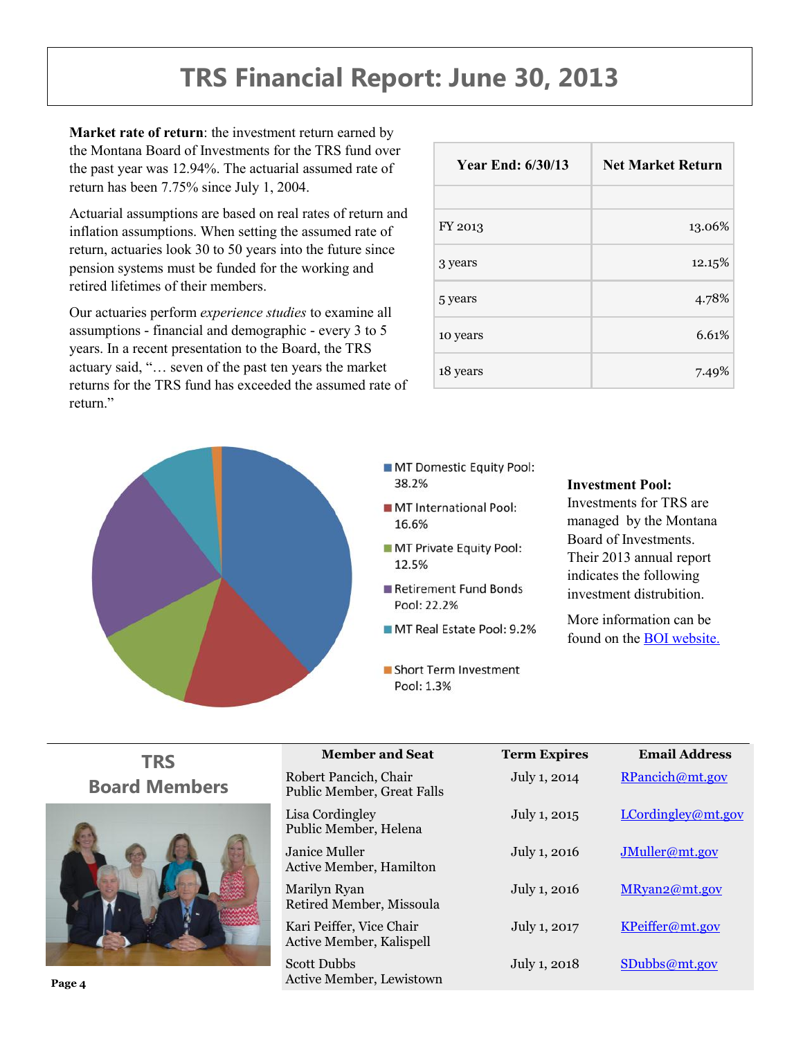# TRS Financial Report: June 30, 2013

**Market rate of return**: the investment return earned by the Montana Board of Investments for the TRS fund over the past year was 12.94%. The actuarial assumed rate of return has been 7.75% since July 1, 2004.

Actuarial assumptions are based on real rates of return and inflation assumptions. When setting the assumed rate of return, actuaries look 30 to 50 years into the future since pension systems must be funded for the working and retired lifetimes of their members.

Our actuaries perform *experience studies* to examine all assumptions - financial and demographic - every 3 to 5 years. In a recent presentation to the Board, the TRS actuary said, "… seven of the past ten years the market returns for the TRS fund has exceeded the assumed rate of return."

| Year End: 6/30/13 | Net Market Return |
|---|---|
| | |
| FY 2013 | 13.06% |
| 3 years | 12.15% |
| 5 years | 4.78% |
| 10 years | 6.61% |
| 18 years | 7.49% |

- MT Domestic Equity Pool: 38.2%
- MT International Pool: 16.6%
- MT Private Equity Pool: 12.5%
- Retirement Fund Bonds Pool: 22.2%
- MT Real Estate Pool: 9.2%
- Short Term Investment Pool: 1.3%

**Investment Pool:** Investments for TRS are managed by the Montana Board of Investments. Their 2013 annual report indicates the following investment distrubition.

More information can be found on the BOI website.

## TRS Board Members

| Member and Seat | Term Expires | Email Address |
|---|---|---|
| Robert Pancich, Chair<br>Public Member, Great Falls | July 1, 2014 | RPancich@mt.gov |
| Lisa Cordingley<br>Public Member, Helena | July 1, 2015 | LCordingley@mt.gov |
| Janice Muller<br>Active Member, Hamilton | July 1, 2016 | JMuller@mt.gov |
| Marilyn Ryan<br>Retired Member, Missoula | July 1, 2016 | MRyan2@mt.gov |
| Kari Peiffer, Vice Chair<br>Active Member, Kalispell | July 1, 2017 | KPeiffer@mt.gov |
| Scott Dubbs<br>Active Member, Lewistown | July 1, 2018 | SDubbs@mt.gov |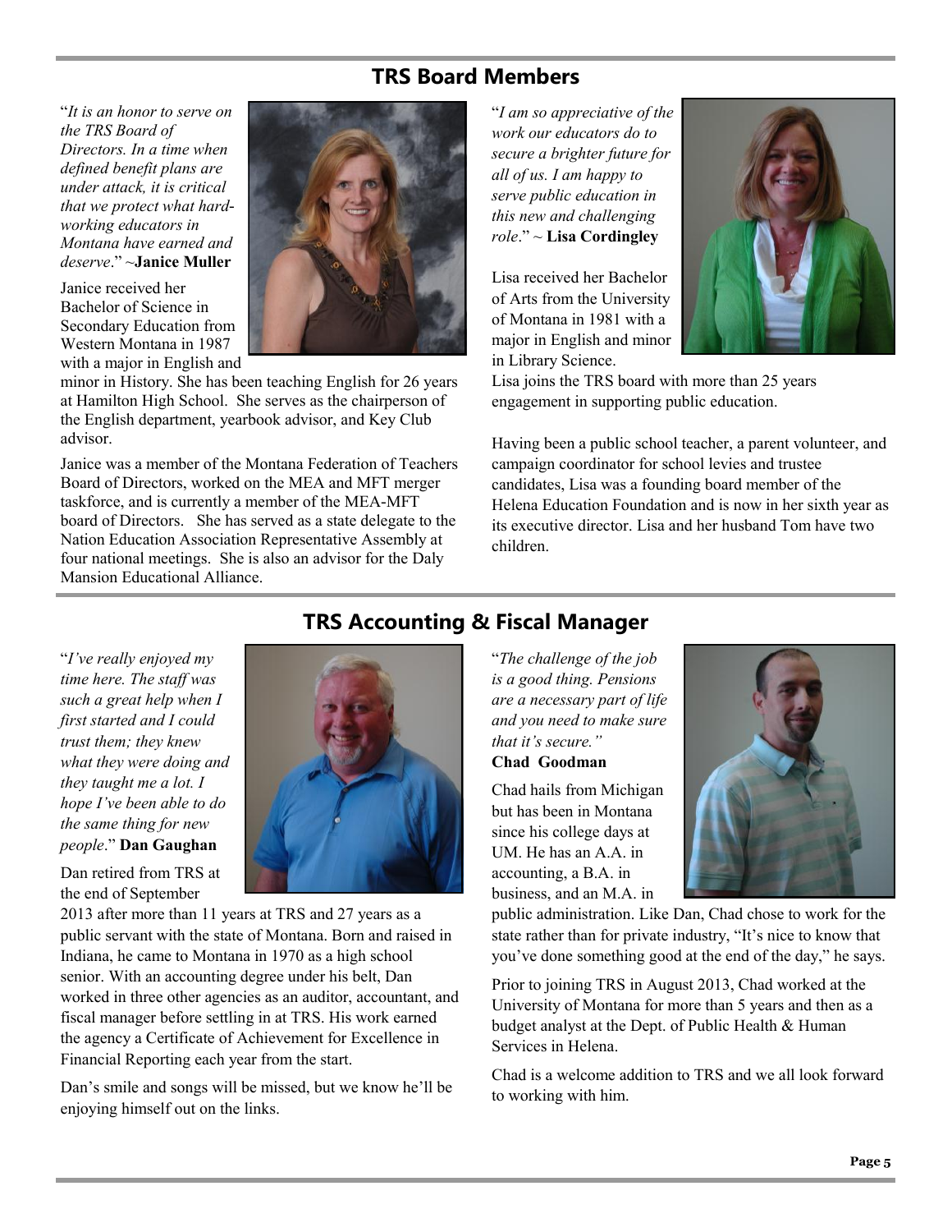## TRS Board Members

"*It is an honor to serve on the TRS Board of Directors. In a time when defined benefit plans are under attack, it is critical that we protect what hard-working educators in Montana have earned and deserve*." ~**Janice Muller**

Janice received her Bachelor of Science in Secondary Education from Western Montana in 1987 with a major in English and minor in History. She has been teaching English for 26 years at Hamilton High School. She serves as the chairperson of the English department, yearbook advisor, and Key Club advisor.

Janice was a member of the Montana Federation of Teachers Board of Directors, worked on the MEA and MFT merger taskforce, and is currently a member of the MEA-MFT board of Directors. She has served as a state delegate to the Nation Education Association Representative Assembly at four national meetings. She is also an advisor for the Daly Mansion Educational Alliance.

"*I am so appreciative of the work our educators do to secure a brighter future for all of us. I am happy to serve public education in this new and challenging role*." ~ **Lisa Cordingley**

Lisa received her Bachelor of Arts from the University of Montana in 1981 with a major in English and minor in Library Science. Lisa joins the TRS board with more than 25 years engagement in supporting public education.

Having been a public school teacher, a parent volunteer, and campaign coordinator for school levies and trustee candidates, Lisa was a founding board member of the Helena Education Foundation and is now in her sixth year as its executive director. Lisa and her husband Tom have two children.

## TRS Accounting & Fiscal Manager

"*I've really enjoyed my time here. The staff was such a great help when I first started and I could trust them; they knew what they were doing and they taught me a lot. I hope I've been able to do the same thing for new people*." **Dan Gaughan**

Dan retired from TRS at the end of September 2013 after more than 11 years at TRS and 27 years as a public servant with the state of Montana. Born and raised in Indiana, he came to Montana in 1970 as a high school senior. With an accounting degree under his belt, Dan worked in three other agencies as an auditor, accountant, and fiscal manager before settling in at TRS. His work earned the agency a Certificate of Achievement for Excellence in Financial Reporting each year from the start.

Dan's smile and songs will be missed, but we know he'll be enjoying himself out on the links.

"*The challenge of the job is a good thing. Pensions are a necessary part of life and you need to make sure that it's secure.*"
**Chad Goodman**

Chad hails from Michigan but has been in Montana since his college days at UM. He has an A.A. in accounting, a B.A. in business, and an M.A. in public administration. Like Dan, Chad chose to work for the state rather than for private industry, "It's nice to know that you've done something good at the end of the day," he says.

Prior to joining TRS in August 2013, Chad worked at the University of Montana for more than 5 years and then as a budget analyst at the Dept. of Public Health & Human Services in Helena.

Chad is a welcome addition to TRS and we all look forward to working with him.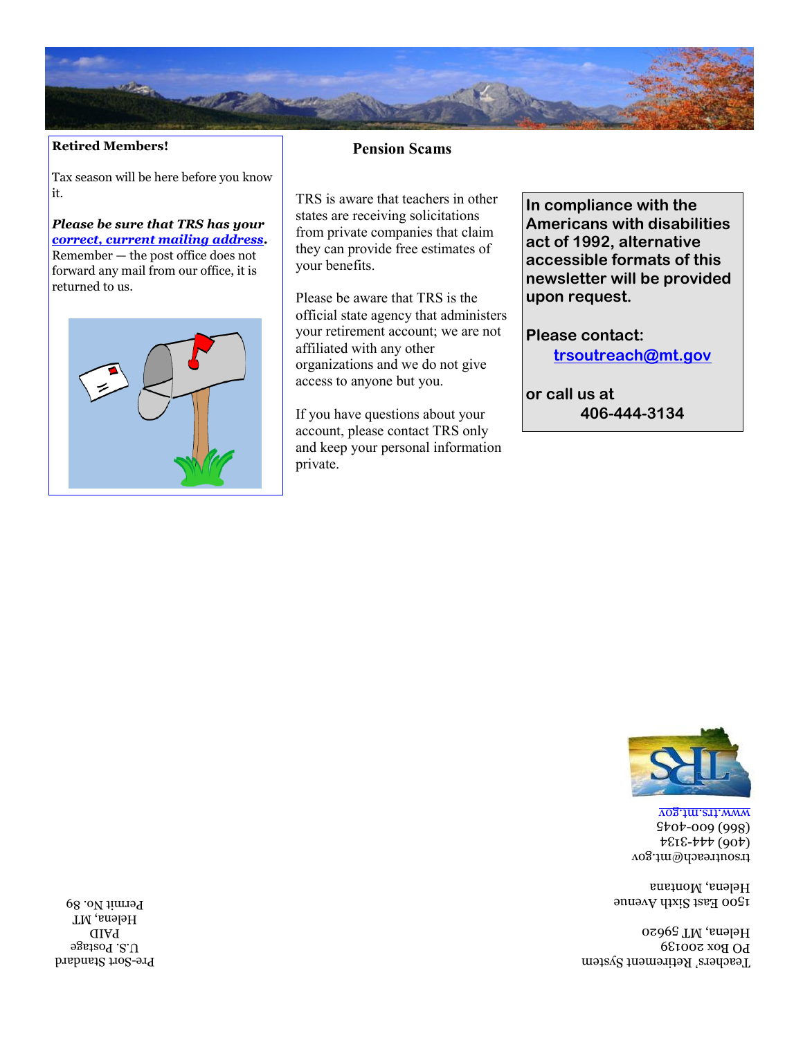**Retired Members!**

Tax season will be here before you know it.

***Please be sure that TRS has your correct, current mailing address.*** Remember — the post office does not forward any mail from our office, it is returned to us.

**Pension Scams**

TRS is aware that teachers in other states are receiving solicitations from private companies that claim they can provide free estimates of your benefits.

Please be aware that TRS is the official state agency that administers your retirement account; we are not affiliated with any other organizations and we do not give access to anyone but you.

If you have questions about your account, please contact TRS only and keep your personal information private.

**In compliance with the Americans with disabilities act of 1992, alternative accessible formats of this newsletter will be provided upon request.**

**Please contact:**
**trsoutreach@mt.gov**

**or call us at**
**406-444-3134**

Teachers' Retirement System
PO Box 200139
Helena, MT 59620

1500 East Sixth Avenue
Helena, Montana

trsoutreach@mt.gov
(406) 444-3134
(866) 600-4045
www.trs.mt.gov

Pre-Sort Standard
U.S. Postage
PAID
Helena, MT
Permit No. 89